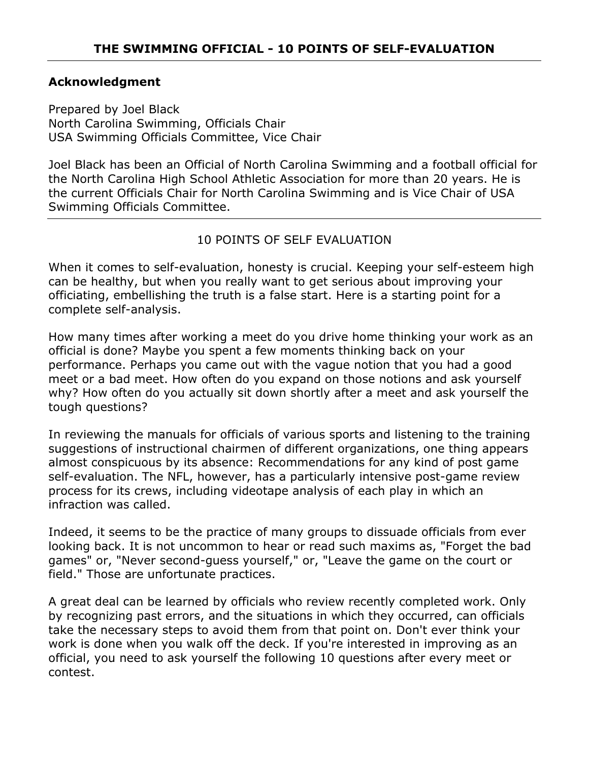# THE SWIMMING OFFICIAL - 10 POINTS OF SELF-EVALUATION

---

**Acknowledgment**

Prepared by Joel Black
North Carolina Swimming, Officials Chair
USA Swimming Officials Committee, Vice Chair

Joel Black has been an Official of North Carolina Swimming and a football official for the North Carolina High School Athletic Association for more than 20 years. He is the current Officials Chair for North Carolina Swimming and is Vice Chair of USA Swimming Officials Committee.

---

## 10 POINTS OF SELF EVALUATION

When it comes to self-evaluation, honesty is crucial. Keeping your self-esteem high can be healthy, but when you really want to get serious about improving your officiating, embellishing the truth is a false start. Here is a starting point for a complete self-analysis.

How many times after working a meet do you drive home thinking your work as an official is done? Maybe you spent a few moments thinking back on your performance. Perhaps you came out with the vague notion that you had a good meet or a bad meet. How often do you expand on those notions and ask yourself why? How often do you actually sit down shortly after a meet and ask yourself the tough questions?

In reviewing the manuals for officials of various sports and listening to the training suggestions of instructional chairmen of different organizations, one thing appears almost conspicuous by its absence: Recommendations for any kind of post game self-evaluation. The NFL, however, has a particularly intensive post-game review process for its crews, including videotape analysis of each play in which an infraction was called.

Indeed, it seems to be the practice of many groups to dissuade officials from ever looking back. It is not uncommon to hear or read such maxims as, "Forget the bad games" or, "Never second-guess yourself," or, "Leave the game on the court or field." Those are unfortunate practices.

A great deal can be learned by officials who review recently completed work. Only by recognizing past errors, and the situations in which they occurred, can officials take the necessary steps to avoid them from that point on. Don't ever think your work is done when you walk off the deck. If you're interested in improving as an official, you need to ask yourself the following 10 questions after every meet or contest.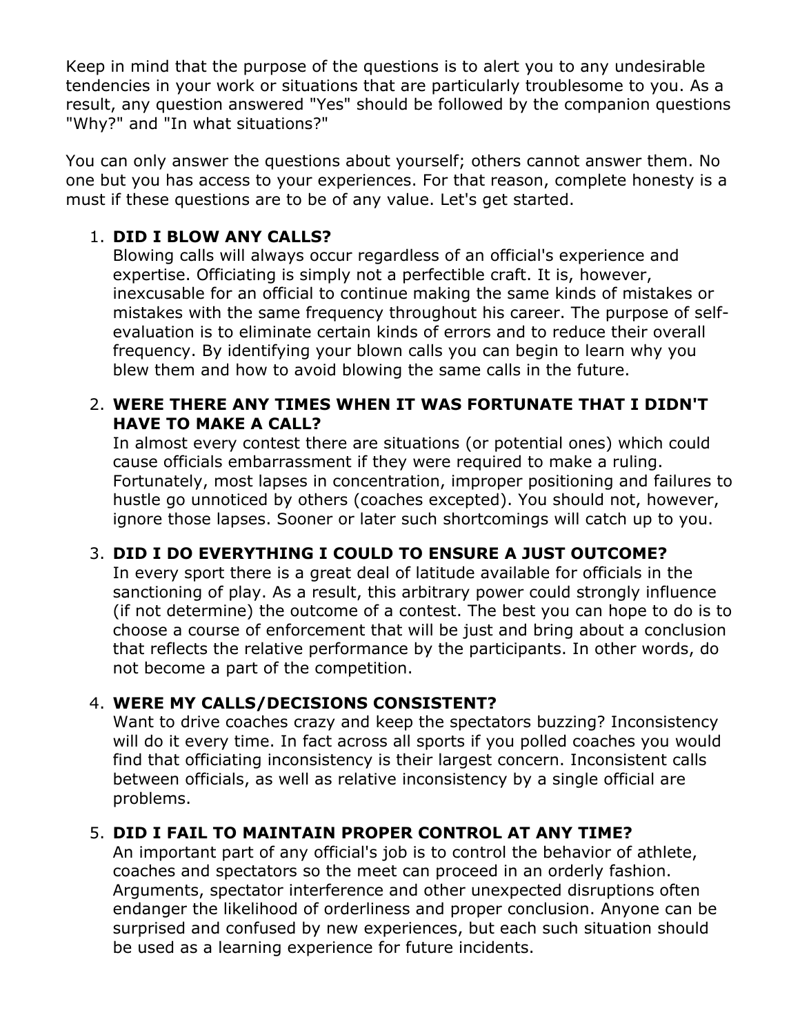Keep in mind that the purpose of the questions is to alert you to any undesirable tendencies in your work or situations that are particularly troublesome to you. As a result, any question answered "Yes" should be followed by the companion questions "Why?" and "In what situations?"

You can only answer the questions about yourself; others cannot answer them. No one but you has access to your experiences. For that reason, complete honesty is a must if these questions are to be of any value. Let's get started.

1. **DID I BLOW ANY CALLS?**
   Blowing calls will always occur regardless of an official's experience and expertise. Officiating is simply not a perfectible craft. It is, however, inexcusable for an official to continue making the same kinds of mistakes or mistakes with the same frequency throughout his career. The purpose of self-evaluation is to eliminate certain kinds of errors and to reduce their overall frequency. By identifying your blown calls you can begin to learn why you blew them and how to avoid blowing the same calls in the future.

2. **WERE THERE ANY TIMES WHEN IT WAS FORTUNATE THAT I DIDN'T HAVE TO MAKE A CALL?**
   In almost every contest there are situations (or potential ones) which could cause officials embarrassment if they were required to make a ruling. Fortunately, most lapses in concentration, improper positioning and failures to hustle go unnoticed by others (coaches excepted). You should not, however, ignore those lapses. Sooner or later such shortcomings will catch up to you.

3. **DID I DO EVERYTHING I COULD TO ENSURE A JUST OUTCOME?**
   In every sport there is a great deal of latitude available for officials in the sanctioning of play. As a result, this arbitrary power could strongly influence (if not determine) the outcome of a contest. The best you can hope to do is to choose a course of enforcement that will be just and bring about a conclusion that reflects the relative performance by the participants. In other words, do not become a part of the competition.

4. **WERE MY CALLS/DECISIONS CONSISTENT?**
   Want to drive coaches crazy and keep the spectators buzzing? Inconsistency will do it every time. In fact across all sports if you polled coaches you would find that officiating inconsistency is their largest concern. Inconsistent calls between officials, as well as relative inconsistency by a single official are problems.

5. **DID I FAIL TO MAINTAIN PROPER CONTROL AT ANY TIME?**
   An important part of any official's job is to control the behavior of athlete, coaches and spectators so the meet can proceed in an orderly fashion. Arguments, spectator interference and other unexpected disruptions often endanger the likelihood of orderliness and proper conclusion. Anyone can be surprised and confused by new experiences, but each such situation should be used as a learning experience for future incidents.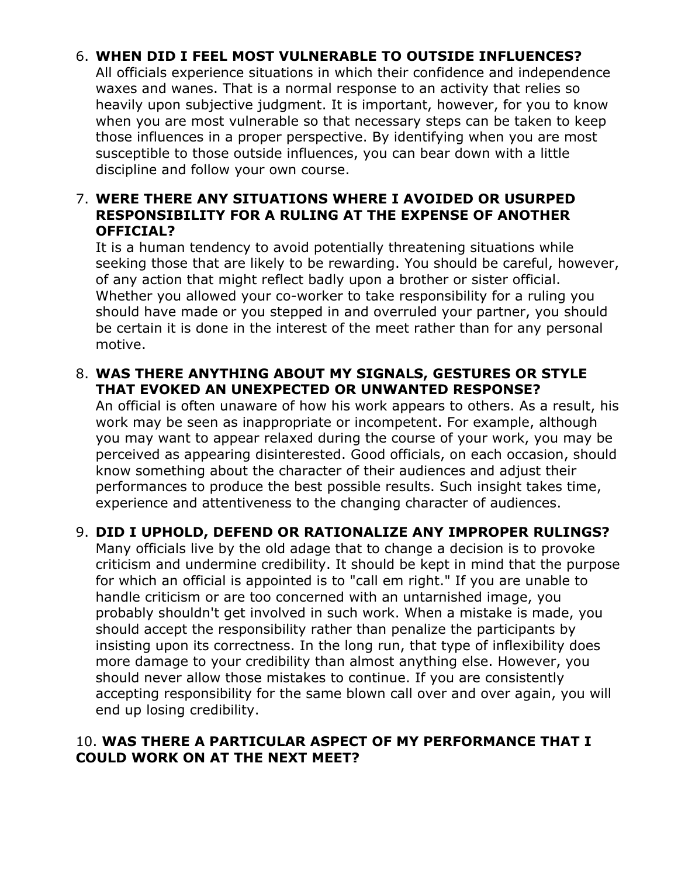6. **WHEN DID I FEEL MOST VULNERABLE TO OUTSIDE INFLUENCES?**
   All officials experience situations in which their confidence and independence waxes and wanes. That is a normal response to an activity that relies so heavily upon subjective judgment. It is important, however, for you to know when you are most vulnerable so that necessary steps can be taken to keep those influences in a proper perspective. By identifying when you are most susceptible to those outside influences, you can bear down with a little discipline and follow your own course.

7. **WERE THERE ANY SITUATIONS WHERE I AVOIDED OR USURPED RESPONSIBILITY FOR A RULING AT THE EXPENSE OF ANOTHER OFFICIAL?**
   It is a human tendency to avoid potentially threatening situations while seeking those that are likely to be rewarding. You should be careful, however, of any action that might reflect badly upon a brother or sister official. Whether you allowed your co-worker to take responsibility for a ruling you should have made or you stepped in and overruled your partner, you should be certain it is done in the interest of the meet rather than for any personal motive.

8. **WAS THERE ANYTHING ABOUT MY SIGNALS, GESTURES OR STYLE THAT EVOKED AN UNEXPECTED OR UNWANTED RESPONSE?**
   An official is often unaware of how his work appears to others. As a result, his work may be seen as inappropriate or incompetent. For example, although you may want to appear relaxed during the course of your work, you may be perceived as appearing disinterested. Good officials, on each occasion, should know something about the character of their audiences and adjust their performances to produce the best possible results. Such insight takes time, experience and attentiveness to the changing character of audiences.

9. **DID I UPHOLD, DEFEND OR RATIONALIZE ANY IMPROPER RULINGS?**
   Many officials live by the old adage that to change a decision is to provoke criticism and undermine credibility. It should be kept in mind that the purpose for which an official is appointed is to "call em right." If you are unable to handle criticism or are too concerned with an untarnished image, you probably shouldn't get involved in such work. When a mistake is made, you should accept the responsibility rather than penalize the participants by insisting upon its correctness. In the long run, that type of inflexibility does more damage to your credibility than almost anything else. However, you should never allow those mistakes to continue. If you are consistently accepting responsibility for the same blown call over and over again, you will end up losing credibility.

10. **WAS THERE A PARTICULAR ASPECT OF MY PERFORMANCE THAT I COULD WORK ON AT THE NEXT MEET?**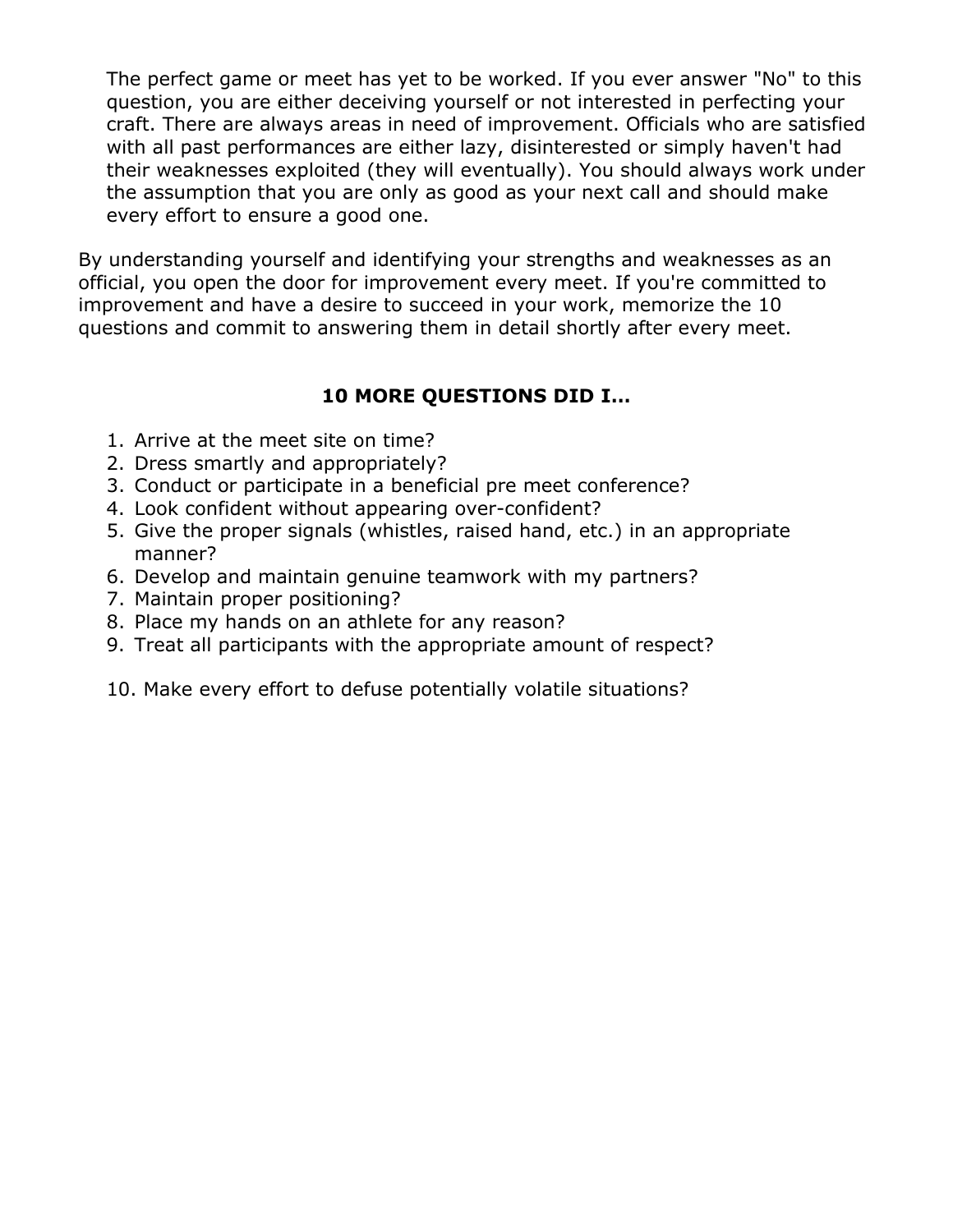The perfect game or meet has yet to be worked. If you ever answer "No" to this question, you are either deceiving yourself or not interested in perfecting your craft. There are always areas in need of improvement. Officials who are satisfied with all past performances are either lazy, disinterested or simply haven't had their weaknesses exploited (they will eventually). You should always work under the assumption that you are only as good as your next call and should make every effort to ensure a good one.

By understanding yourself and identifying your strengths and weaknesses as an official, you open the door for improvement every meet. If you're committed to improvement and have a desire to succeed in your work, memorize the 10 questions and commit to answering them in detail shortly after every meet.

## 10 MORE QUESTIONS DID I…

1. Arrive at the meet site on time?
2. Dress smartly and appropriately?
3. Conduct or participate in a beneficial pre meet conference?
4. Look confident without appearing over-confident?
5. Give the proper signals (whistles, raised hand, etc.) in an appropriate manner?
6. Develop and maintain genuine teamwork with my partners?
7. Maintain proper positioning?
8. Place my hands on an athlete for any reason?
9. Treat all participants with the appropriate amount of respect?
10. Make every effort to defuse potentially volatile situations?